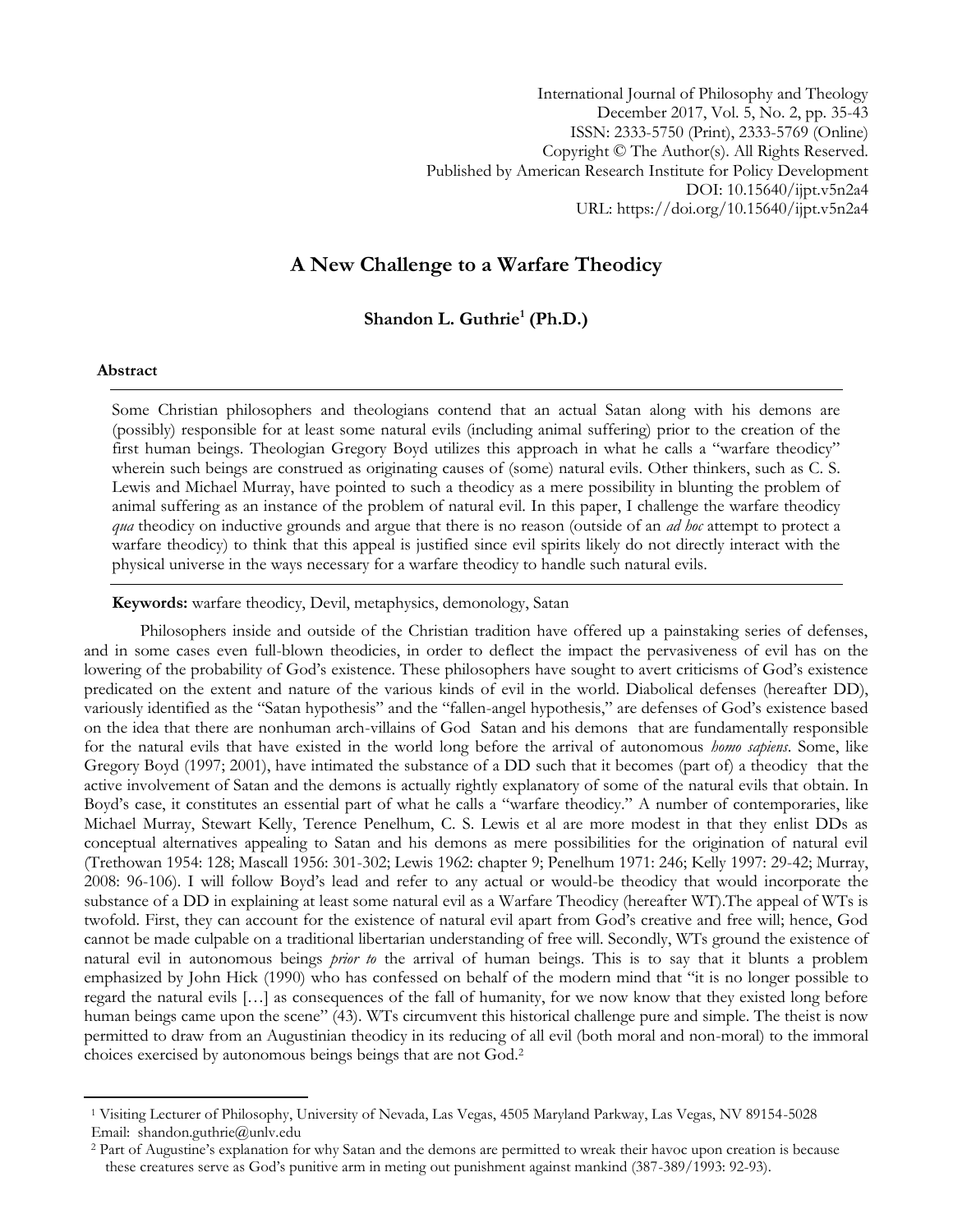# A New Challenge to a Warfare Theodicy

**Shandon L. Guthrie[1] (Ph.D.)**

## Abstract

Some Christian philosophers and theologians contend that an actual Satan along with his demons are (possibly) responsible for at least some natural evils (including animal suffering) prior to the creation of the first human beings. Theologian Gregory Boyd utilizes this approach in what he calls a "warfare theodicy" wherein such beings are construed as originating causes of (some) natural evils. Other thinkers, such as C. S. Lewis and Michael Murray, have pointed to such a theodicy as a mere possibility in blunting the problem of animal suffering as an instance of the problem of natural evil. In this paper, I challenge the warfare theodicy *qua* theodicy on inductive grounds and argue that there is no reason (outside of an *ad hoc* attempt to protect a warfare theodicy) to think that this appeal is justified since evil spirits likely do not directly interact with the physical universe in the ways necessary for a warfare theodicy to handle such natural evils.

**Keywords:** warfare theodicy, Devil, metaphysics, demonology, Satan

Philosophers inside and outside of the Christian tradition have offered up a painstaking series of defenses, and in some cases even full-blown theodicies, in order to deflect the impact the pervasiveness of evil has on the lowering of the probability of God's existence. These philosophers have sought to avert criticisms of God's existence predicated on the extent and nature of the various kinds of evil in the world. Diabolical defenses (hereafter DD), variously identified as the "Satan hypothesis" and the "fallen-angel hypothesis," are defenses of God's existence based on the idea that there are nonhuman arch-villains of God Satan and his demons that are fundamentally responsible for the natural evils that have existed in the world long before the arrival of autonomous *homo sapiens*. Some, like Gregory Boyd (1997; 2001), have intimated the substance of a DD such that it becomes (part of) a theodicy that the active involvement of Satan and the demons is actually rightly explanatory of some of the natural evils that obtain. In Boyd's case, it constitutes an essential part of what he calls a "warfare theodicy." A number of contemporaries, like Michael Murray, Stewart Kelly, Terence Penelhum, C. S. Lewis et al are more modest in that they enlist DDs as conceptual alternatives appealing to Satan and his demons as mere possibilities for the origination of natural evil (Trethowan 1954: 128; Mascall 1956: 301-302; Lewis 1962: chapter 9; Penelhum 1971: 246; Kelly 1997: 29-42; Murray, 2008: 96-106). I will follow Boyd's lead and refer to any actual or would-be theodicy that would incorporate the substance of a DD in explaining at least some natural evil as a Warfare Theodicy (hereafter WT).The appeal of WTs is twofold. First, they can account for the existence of natural evil apart from God's creative and free will; hence, God cannot be made culpable on a traditional libertarian understanding of free will. Secondly, WTs ground the existence of natural evil in autonomous beings *prior to* the arrival of human beings. This is to say that it blunts a problem emphasized by John Hick (1990) who has confessed on behalf of the modern mind that "it is no longer possible to regard the natural evils […] as consequences of the fall of humanity, for we now know that they existed long before human beings came upon the scene" (43). WTs circumvent this historical challenge pure and simple. The theist is now permitted to draw from an Augustinian theodicy in its reducing of all evil (both moral and non-moral) to the immoral choices exercised by autonomous beings beings that are not God.[2]

---

[1] Visiting Lecturer of Philosophy, University of Nevada, Las Vegas, 4505 Maryland Parkway, Las Vegas, NV 89154-5028 Email: shandon.guthrie@unlv.edu

[2] Part of Augustine's explanation for why Satan and the demons are permitted to wreak their havoc upon creation is because these creatures serve as God's punitive arm in meting out punishment against mankind (387-389/1993: 92-93).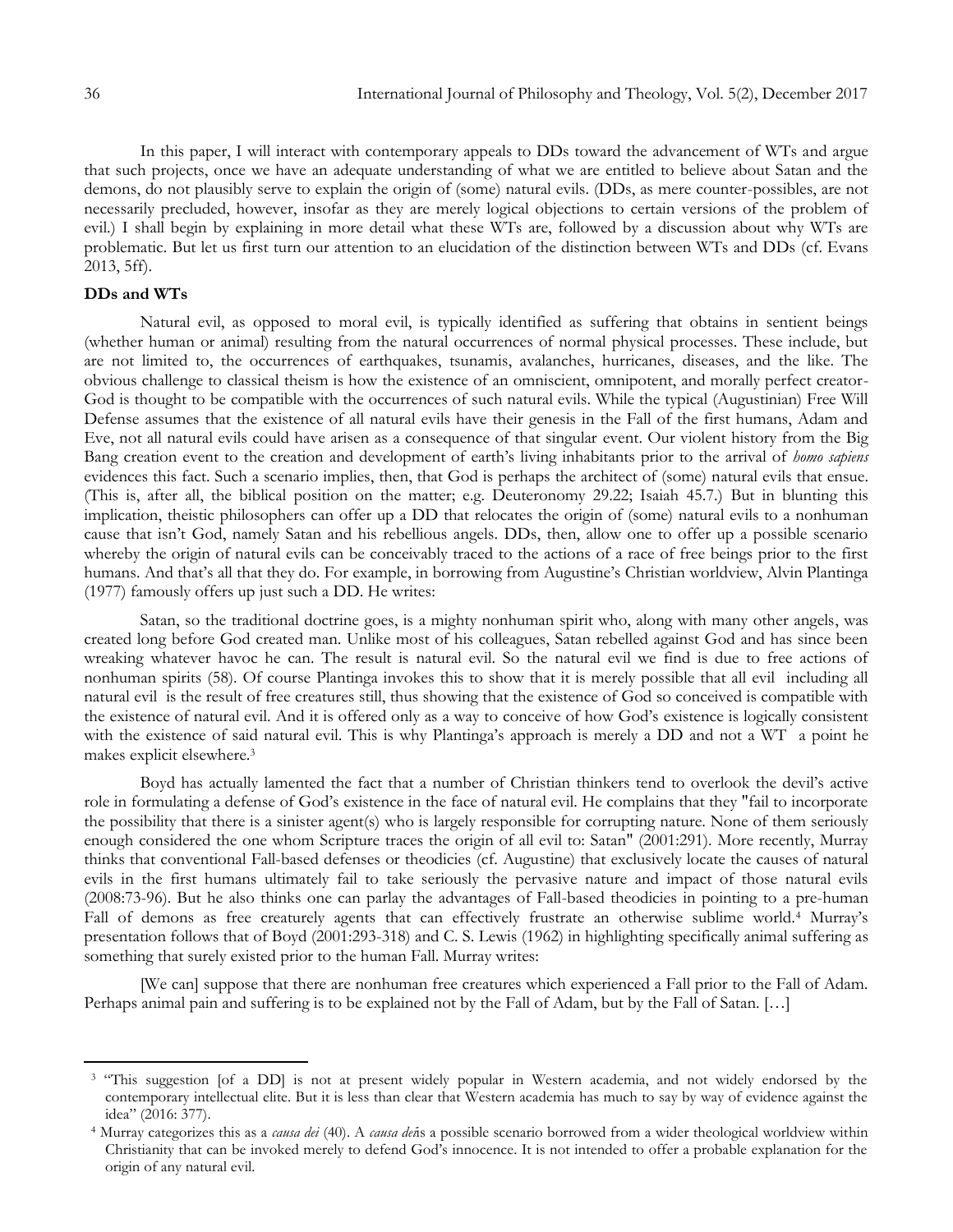In this paper, I will interact with contemporary appeals to DDs toward the advancement of WTs and argue that such projects, once we have an adequate understanding of what we are entitled to believe about Satan and the demons, do not plausibly serve to explain the origin of (some) natural evils. (DDs, as mere counter-possibles, are not necessarily precluded, however, insofar as they are merely logical objections to certain versions of the problem of evil.) I shall begin by explaining in more detail what these WTs are, followed by a discussion about why WTs are problematic. But let us first turn our attention to an elucidation of the distinction between WTs and DDs (cf. Evans 2013, 5ff).

## DDs and WTs

Natural evil, as opposed to moral evil, is typically identified as suffering that obtains in sentient beings (whether human or animal) resulting from the natural occurrences of normal physical processes. These include, but are not limited to, the occurrences of earthquakes, tsunamis, avalanches, hurricanes, diseases, and the like. The obvious challenge to classical theism is how the existence of an omniscient, omnipotent, and morally perfect creator-God is thought to be compatible with the occurrences of such natural evils. While the typical (Augustinian) Free Will Defense assumes that the existence of all natural evils have their genesis in the Fall of the first humans, Adam and Eve, not all natural evils could have arisen as a consequence of that singular event. Our violent history from the Big Bang creation event to the creation and development of earth's living inhabitants prior to the arrival of *homo sapiens* evidences this fact. Such a scenario implies, then, that God is perhaps the architect of (some) natural evils that ensue. (This is, after all, the biblical position on the matter; e.g. Deuteronomy 29.22; Isaiah 45.7.) But in blunting this implication, theistic philosophers can offer up a DD that relocates the origin of (some) natural evils to a nonhuman cause that isn't God, namely Satan and his rebellious angels. DDs, then, allow one to offer up a possible scenario whereby the origin of natural evils can be conceivably traced to the actions of a race of free beings prior to the first humans. And that's all that they do. For example, in borrowing from Augustine's Christian worldview, Alvin Plantinga (1977) famously offers up just such a DD. He writes:

Satan, so the traditional doctrine goes, is a mighty nonhuman spirit who, along with many other angels, was created long before God created man. Unlike most of his colleagues, Satan rebelled against God and has since been wreaking whatever havoc he can. The result is natural evil. So the natural evil we find is due to free actions of nonhuman spirits (58). Of course Plantinga invokes this to show that it is merely possible that all evil including all natural evil is the result of free creatures still, thus showing that the existence of God so conceived is compatible with the existence of natural evil. And it is offered only as a way to conceive of how God's existence is logically consistent with the existence of said natural evil. This is why Plantinga's approach is merely a DD and not a WT a point he makes explicit elsewhere.[3]

Boyd has actually lamented the fact that a number of Christian thinkers tend to overlook the devil's active role in formulating a defense of God's existence in the face of natural evil. He complains that they "fail to incorporate the possibility that there is a sinister agent(s) who is largely responsible for corrupting nature. None of them seriously enough considered the one whom Scripture traces the origin of all evil to: Satan" (2001:291). More recently, Murray thinks that conventional Fall-based defenses or theodicies (cf. Augustine) that exclusively locate the causes of natural evils in the first humans ultimately fail to take seriously the pervasive nature and impact of those natural evils (2008:73-96). But he also thinks one can parlay the advantages of Fall-based theodicies in pointing to a pre-human Fall of demons as free creaturely agents that can effectively frustrate an otherwise sublime world.[4] Murray's presentation follows that of Boyd (2001:293-318) and C. S. Lewis (1962) in highlighting specifically animal suffering as something that surely existed prior to the human Fall. Murray writes:

[We can] suppose that there are nonhuman free creatures which experienced a Fall prior to the Fall of Adam. Perhaps animal pain and suffering is to be explained not by the Fall of Adam, but by the Fall of Satan. […]

---

[3] "This suggestion [of a DD] is not at present widely popular in Western academia, and not widely endorsed by the contemporary intellectual elite. But it is less than clear that Western academia has much to say by way of evidence against the idea" (2016: 377).

[4] Murray categorizes this as a *causa dei* (40). A *causa dei* is a possible scenario borrowed from a wider theological worldview within Christianity that can be invoked merely to defend God's innocence. It is not intended to offer a probable explanation for the origin of any natural evil.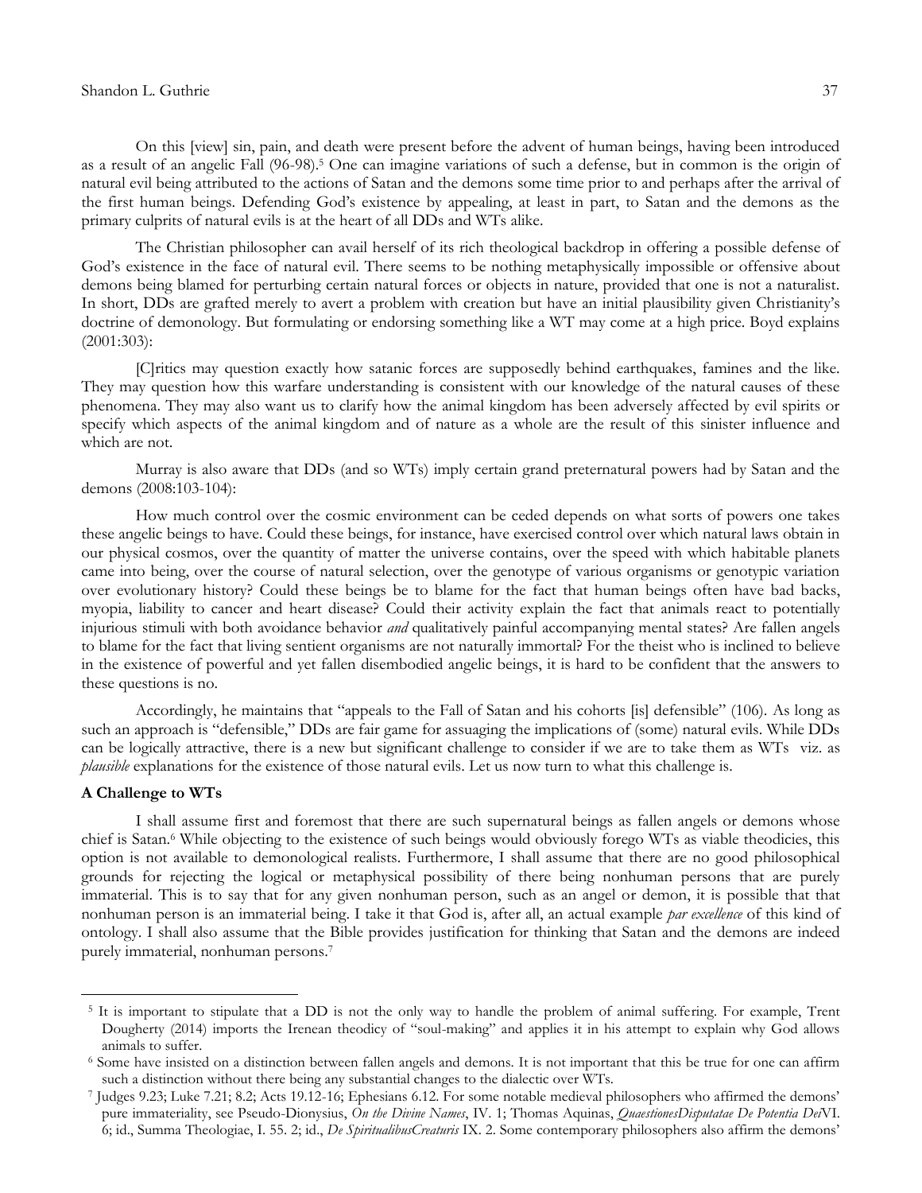On this [view] sin, pain, and death were present before the advent of human beings, having been introduced as a result of an angelic Fall (96-98).[5] One can imagine variations of such a defense, but in common is the origin of natural evil being attributed to the actions of Satan and the demons some time prior to and perhaps after the arrival of the first human beings. Defending God's existence by appealing, at least in part, to Satan and the demons as the primary culprits of natural evils is at the heart of all DDs and WTs alike.

The Christian philosopher can avail herself of its rich theological backdrop in offering a possible defense of God's existence in the face of natural evil. There seems to be nothing metaphysically impossible or offensive about demons being blamed for perturbing certain natural forces or objects in nature, provided that one is not a naturalist. In short, DDs are grafted merely to avert a problem with creation but have an initial plausibility given Christianity's doctrine of demonology. But formulating or endorsing something like a WT may come at a high price. Boyd explains (2001:303):

> [C]ritics may question exactly how satanic forces are supposedly behind earthquakes, famines and the like. They may question how this warfare understanding is consistent with our knowledge of the natural causes of these phenomena. They may also want us to clarify how the animal kingdom has been adversely affected by evil spirits or specify which aspects of the animal kingdom and of nature as a whole are the result of this sinister influence and which are not.

Murray is also aware that DDs (and so WTs) imply certain grand preternatural powers had by Satan and the demons (2008:103-104):

> How much control over the cosmic environment can be ceded depends on what sorts of powers one takes these angelic beings to have. Could these beings, for instance, have exercised control over which natural laws obtain in our physical cosmos, over the quantity of matter the universe contains, over the speed with which habitable planets came into being, over the course of natural selection, over the genotype of various organisms or genotypic variation over evolutionary history? Could these beings be to blame for the fact that human beings often have bad backs, myopia, liability to cancer and heart disease? Could their activity explain the fact that animals react to potentially injurious stimuli with both avoidance behavior *and* qualitatively painful accompanying mental states? Are fallen angels to blame for the fact that living sentient organisms are not naturally immortal? For the theist who is inclined to believe in the existence of powerful and yet fallen disembodied angelic beings, it is hard to be confident that the answers to these questions is no.

Accordingly, he maintains that "appeals to the Fall of Satan and his cohorts [is] defensible" (106). As long as such an approach is "defensible," DDs are fair game for assuaging the implications of (some) natural evils. While DDs can be logically attractive, there is a new but significant challenge to consider if we are to take them as WTs viz. as *plausible* explanations for the existence of those natural evils. Let us now turn to what this challenge is.

**A Challenge to WTs**

I shall assume first and foremost that there are such supernatural beings as fallen angels or demons whose chief is Satan.[6] While objecting to the existence of such beings would obviously forego WTs as viable theodicies, this option is not available to demonological realists. Furthermore, I shall assume that there are no good philosophical grounds for rejecting the logical or metaphysical possibility of there being nonhuman persons that are purely immaterial. This is to say that for any given nonhuman person, such as an angel or demon, it is possible that that nonhuman person is an immaterial being. I take it that God is, after all, an actual example *par excellence* of this kind of ontology. I shall also assume that the Bible provides justification for thinking that Satan and the demons are indeed purely immaterial, nonhuman persons.[7]

---

[5] It is important to stipulate that a DD is not the only way to handle the problem of animal suffering. For example, Trent Dougherty (2014) imports the Irenean theodicy of "soul-making" and applies it in his attempt to explain why God allows animals to suffer.

[6] Some have insisted on a distinction between fallen angels and demons. It is not important that this be true for one can affirm such a distinction without there being any substantial changes to the dialectic over WTs.

[7] Judges 9.23; Luke 7.21; 8.2; Acts 19.12-16; Ephesians 6.12. For some notable medieval philosophers who affirmed the demons' pure immateriality, see Pseudo-Dionysius, *On the Divine Names*, IV. 1; Thomas Aquinas, *QuestionesDisputatae De Potentia Dei*VI. 6; id., Summa Theologiae, I. 55. 2; id., *De SpiritualibusCreaturis* IX. 2. Some contemporary philosophers also affirm the demons'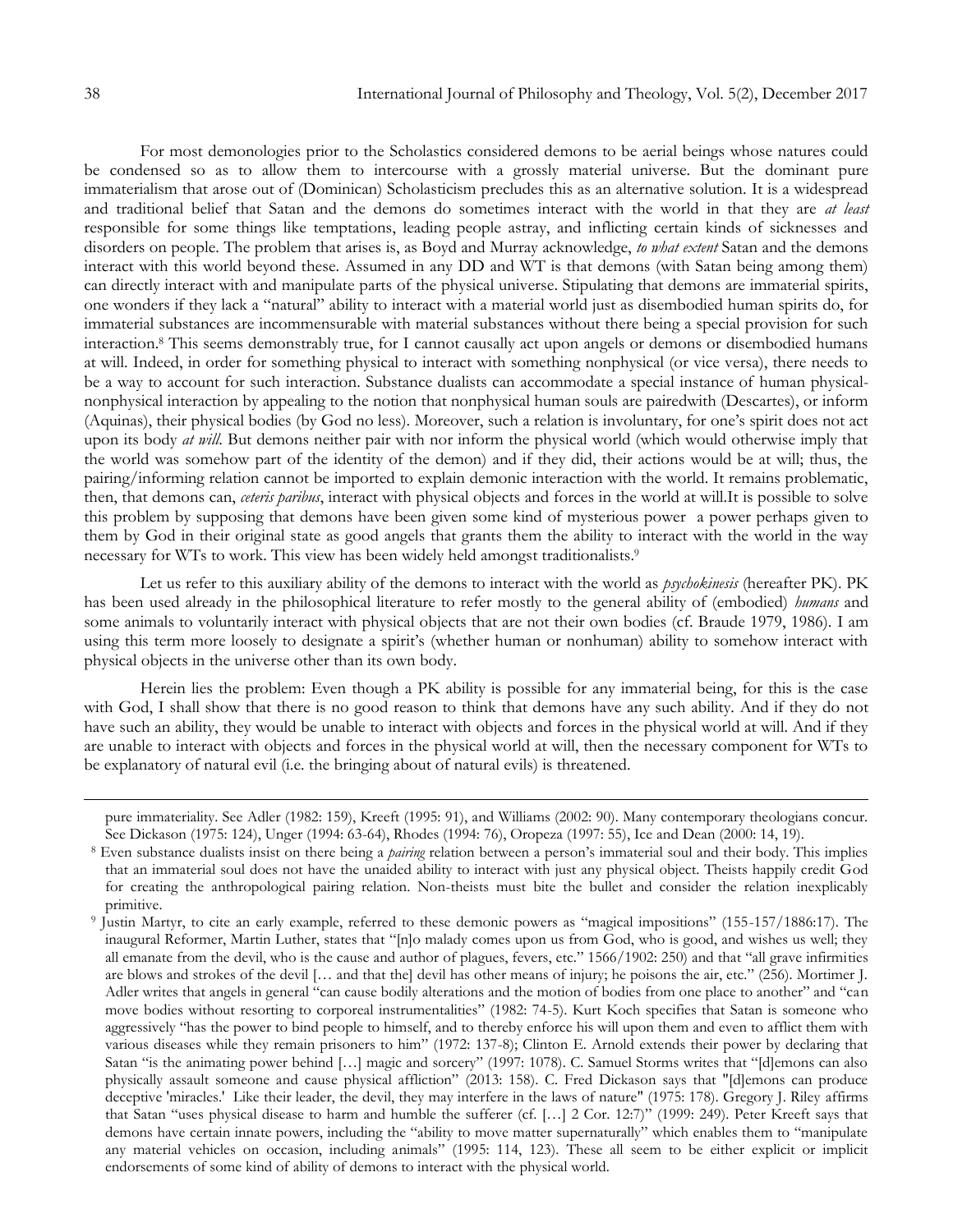For most demonologies prior to the Scholastics considered demons to be aerial beings whose natures could be condensed so as to allow them to intercourse with a grossly material universe. But the dominant pure immaterialism that arose out of (Dominican) Scholasticism precludes this as an alternative solution. It is a widespread and traditional belief that Satan and the demons do sometimes interact with the world in that they are *at least* responsible for some things like temptations, leading people astray, and inflicting certain kinds of sicknesses and disorders on people. The problem that arises is, as Boyd and Murray acknowledge, *to what extent* Satan and the demons interact with this world beyond these. Assumed in any DD and WT is that demons (with Satan being among them) can directly interact with and manipulate parts of the physical universe. Stipulating that demons are immaterial spirits, one wonders if they lack a "natural" ability to interact with a material world just as disembodied human spirits do, for immaterial substances are incommensurable with material substances without there being a special provision for such interaction.[8] This seems demonstrably true, for I cannot causally act upon angels or demons or disembodied humans at will. Indeed, in order for something physical to interact with something nonphysical (or vice versa), there needs to be a way to account for such interaction. Substance dualists can accommodate a special instance of human physical-nonphysical interaction by appealing to the notion that nonphysical human souls are pairedwith (Descartes), or inform (Aquinas), their physical bodies (by God no less). Moreover, such a relation is involuntary, for one's spirit does not act upon its body *at will*. But demons neither pair with nor inform the physical world (which would otherwise imply that the world was somehow part of the identity of the demon) and if they did, their actions would be at will; thus, the pairing/informing relation cannot be imported to explain demonic interaction with the world. It remains problematic, then, that demons can, *ceteris paribus*, interact with physical objects and forces in the world at will.It is possible to solve this problem by supposing that demons have been given some kind of mysterious power a power perhaps given to them by God in their original state as good angels that grants them the ability to interact with the world in the way necessary for WTs to work. This view has been widely held amongst traditionalists.[9]

Let us refer to this auxiliary ability of the demons to interact with the world as *psychokinesis* (hereafter PK). PK has been used already in the philosophical literature to refer mostly to the general ability of (embodied) *humans* and some animals to voluntarily interact with physical objects that are not their own bodies (cf. Braude 1979, 1986). I am using this term more loosely to designate a spirit's (whether human or nonhuman) ability to somehow interact with physical objects in the universe other than its own body.

Herein lies the problem: Even though a PK ability is possible for any immaterial being, for this is the case with God, I shall show that there is no good reason to think that demons have any such ability. And if they do not have such an ability, they would be unable to interact with objects and forces in the physical world at will. And if they are unable to interact with objects and forces in the physical world at will, then the necessary component for WTs to be explanatory of natural evil (i.e. the bringing about of natural evils) is threatened.

---

pure immateriality. See Adler (1982: 159), Kreeft (1995: 91), and Williams (2002: 90). Many contemporary theologians concur. See Dickason (1975: 124), Unger (1994: 63-64), Rhodes (1994: 76), Oropeza (1997: 55), Ice and Dean (2000: 14, 19).

[8] Even substance dualists insist on there being a *pairing* relation between a person's immaterial soul and their body. This implies that an immaterial soul does not have the unaided ability to interact with just any physical object. Theists happily credit God for creating the anthropological pairing relation. Non-theists must bite the bullet and consider the relation inexplicably primitive.

[9] Justin Martyr, to cite an early example, referred to these demonic powers as "magical impositions" (155-157/1886:17). The inaugural Reformer, Martin Luther, states that "[n]o malady comes upon us from God, who is good, and wishes us well; they all emanate from the devil, who is the cause and author of plagues, fevers, etc." 1566/1902: 250) and that "all grave infirmities are blows and strokes of the devil [… and that the] devil has other means of injury; he poisons the air, etc." (256). Mortimer J. Adler writes that angels in general "can cause bodily alterations and the motion of bodies from one place to another" and "can move bodies without resorting to corporeal instrumentalities" (1982: 74-5). Kurt Koch specifies that Satan is someone who aggressively "has the power to bind people to himself, and to thereby enforce his will upon them and even to afflict them with various diseases while they remain prisoners to him" (1972: 137-8); Clinton E. Arnold extends their power by declaring that Satan "is the animating power behind […] magic and sorcery" (1997: 1078). C. Samuel Storms writes that "[d]emons can also physically assault someone and cause physical affliction" (2013: 158). C. Fred Dickason says that "[d]emons can produce deceptive 'miracles.' Like their leader, the devil, they may interfere in the laws of nature" (1975: 178). Gregory J. Riley affirms that Satan "uses physical disease to harm and humble the sufferer (cf. […] 2 Cor. 12:7)" (1999: 249). Peter Kreeft says that demons have certain innate powers, including the "ability to move matter supernaturally" which enables them to "manipulate any material vehicles on occasion, including animals" (1995: 114, 123). These all seem to be either explicit or implicit endorsements of some kind of ability of demons to interact with the physical world.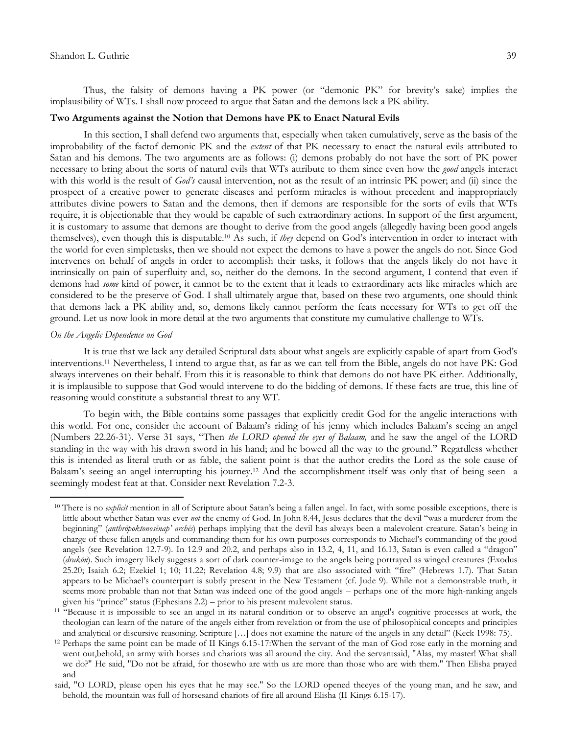Thus, the falsity of demons having a PK power (or "demonic PK" for brevity's sake) implies the implausibility of WTs. I shall now proceed to argue that Satan and the demons lack a PK ability.

## Two Arguments against the Notion that Demons have PK to Enact Natural Evils

In this section, I shall defend two arguments that, especially when taken cumulatively, serve as the basis of the improbability of the factof demonic PK and the *extent* of that PK necessary to enact the natural evils attributed to Satan and his demons. The two arguments are as follows: (i) demons probably do not have the sort of PK power necessary to bring about the sorts of natural evils that WTs attribute to them since even how the *good* angels interact with this world is the result of *God's* causal intervention, not as the result of an intrinsic PK power; and (ii) since the prospect of a creative power to generate diseases and perform miracles is without precedent and inappropriately attributes divine powers to Satan and the demons, then if demons are responsible for the sorts of evils that WTs require, it is objectionable that they would be capable of such extraordinary actions. In support of the first argument, it is customary to assume that demons are thought to derive from the good angels (allegedly having been good angels themselves), even though this is disputable.[10] As such, if *they* depend on God's intervention in order to interact with the world for even simpletasks, then we should not expect the demons to have a power the angels do not. Since God intervenes on behalf of angels in order to accomplish their tasks, it follows that the angels likely do not have it intrinsically on pain of superfluity and, so, neither do the demons. In the second argument, I contend that even if demons had *some* kind of power, it cannot be to the extent that it leads to extraordinary acts like miracles which are considered to be the preserve of God. I shall ultimately argue that, based on these two arguments, one should think that demons lack a PK ability and, so, demons likely cannot perform the feats necessary for WTs to get off the ground. Let us now look in more detail at the two arguments that constitute my cumulative challenge to WTs.

### *On the Angelic Dependence on God*

It is true that we lack any detailed Scriptural data about what angels are explicitly capable of apart from God's interventions.[11] Nevertheless, I intend to argue that, as far as we can tell from the Bible, angels do not have PK: God always intervenes on their behalf. From this it is reasonable to think that demons do not have PK either. Additionally, it is implausible to suppose that God would intervene to do the bidding of demons. If these facts are true, this line of reasoning would constitute a substantial threat to any WT.

To begin with, the Bible contains some passages that explicitly credit God for the angelic interactions with this world. For one, consider the account of Balaam's riding of his jenny which includes Balaam's seeing an angel (Numbers 22.26-31). Verse 31 says, "Then *the LORD opened the eyes of Balaam,* and he saw the angel of the LORD standing in the way with his drawn sword in his hand; and he bowed all the way to the ground." Regardless whether this is intended as literal truth or as fable, the salient point is that the author credits the Lord as the sole cause of Balaam's seeing an angel interrupting his journey.[12] And the accomplishment itself was only that of being seen a seemingly modest feat at that. Consider next Revelation 7.2-3.

---

[10] There is no *explicit* mention in all of Scripture about Satan's being a fallen angel. In fact, with some possible exceptions, there is little about whether Satan was ever *not* the enemy of God. In John 8.44, Jesus declares that the devil "was a murderer from the beginning" (*anthrōpoktonosēnap' archēs*) perhaps implying that the devil has always been a malevolent creature. Satan's being in charge of these fallen angels and commanding them for his own purposes corresponds to Michael's commanding of the good angels (see Revelation 12.7-9). In 12.9 and 20.2, and perhaps also in 13.2, 4, 11, and 16.13, Satan is even called a "dragon" (*drakōn*). Such imagery likely suggests a sort of dark counter-image to the angels being portrayed as winged creatures (Exodus 25.20; Isaiah 6.2; Ezekiel 1; 10; 11.22; Revelation 4.8; 9.9) that are also associated with "fire" (Hebrews 1.7). That Satan appears to be Michael's counterpart is subtly present in the New Testament (cf. Jude 9). While not a demonstrable truth, it seems more probable than not that Satan was indeed one of the good angels – perhaps one of the more high-ranking angels given his "prince" status (Ephesians 2.2) – prior to his present malevolent status.

[11] "Because it is impossible to see an angel in its natural condition or to observe an angel's cognitive processes at work, the theologian can learn of the nature of the angels either from revelation or from the use of philosophical concepts and principles and analytical or discursive reasoning. Scripture […] does not examine the nature of the angels in any detail" (Keck 1998: 75).

[12] Perhaps the same point can be made of II Kings 6.15-17:When the servant of the man of God rose early in the morning and went out,behold, an army with horses and chariots was all around the city. And the servantsaid, "Alas, my master! What shall we do?" He said, "Do not be afraid, for thosewho are with us are more than those who are with them." Then Elisha prayed and said, "O LORD, please open his eyes that he may see." So the LORD opened theeyes of the young man, and he saw, and behold, the mountain was full of horsesand chariots of fire all around Elisha (II Kings 6.15-17).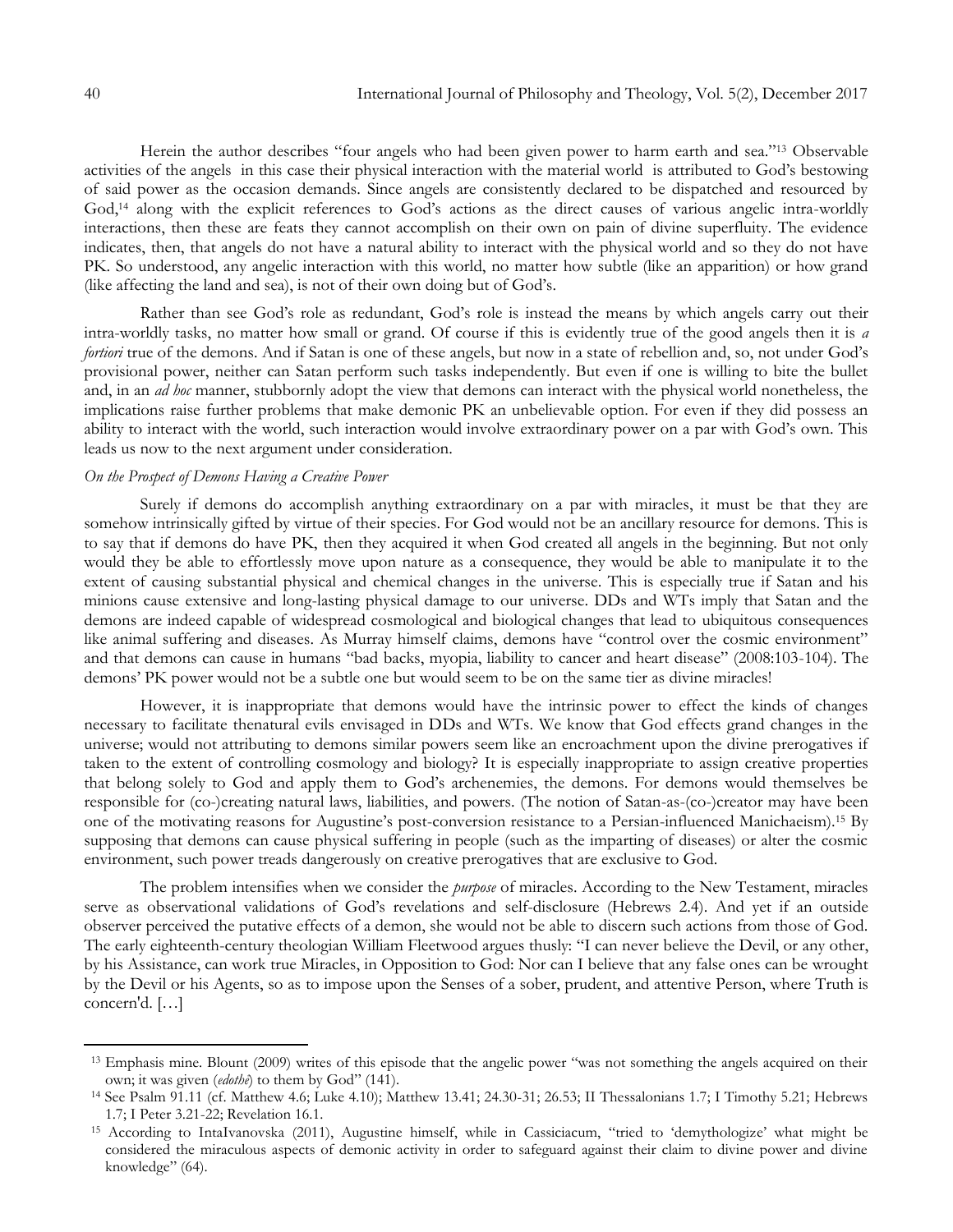Herein the author describes "four angels who had been given power to harm earth and sea."[13] Observable activities of the angels in this case their physical interaction with the material world is attributed to God's bestowing of said power as the occasion demands. Since angels are consistently declared to be dispatched and resourced by God,[14] along with the explicit references to God's actions as the direct causes of various angelic intra-worldly interactions, then these are feats they cannot accomplish on their own on pain of divine superfluity. The evidence indicates, then, that angels do not have a natural ability to interact with the physical world and so they do not have PK. So understood, any angelic interaction with this world, no matter how subtle (like an apparition) or how grand (like affecting the land and sea), is not of their own doing but of God's.

Rather than see God's role as redundant, God's role is instead the means by which angels carry out their intra-worldly tasks, no matter how small or grand. Of course if this is evidently true of the good angels then it is *a fortiori* true of the demons. And if Satan is one of these angels, but now in a state of rebellion and, so, not under God's provisional power, neither can Satan perform such tasks independently. But even if one is willing to bite the bullet and, in an *ad hoc* manner, stubbornly adopt the view that demons can interact with the physical world nonetheless, the implications raise further problems that make demonic PK an unbelievable option. For even if they did possess an ability to interact with the world, such interaction would involve extraordinary power on a par with God's own. This leads us now to the next argument under consideration.

*On the Prospect of Demons Having a Creative Power*

Surely if demons do accomplish anything extraordinary on a par with miracles, it must be that they are somehow intrinsically gifted by virtue of their species. For God would not be an ancillary resource for demons. This is to say that if demons do have PK, then they acquired it when God created all angels in the beginning. But not only would they be able to effortlessly move upon nature as a consequence, they would be able to manipulate it to the extent of causing substantial physical and chemical changes in the universe. This is especially true if Satan and his minions cause extensive and long-lasting physical damage to our universe. DDs and WTs imply that Satan and the demons are indeed capable of widespread cosmological and biological changes that lead to ubiquitous consequences like animal suffering and diseases. As Murray himself claims, demons have "control over the cosmic environment" and that demons can cause in humans "bad backs, myopia, liability to cancer and heart disease" (2008:103-104). The demons' PK power would not be a subtle one but would seem to be on the same tier as divine miracles!

However, it is inappropriate that demons would have the intrinsic power to effect the kinds of changes necessary to facilitate thenatural evils envisaged in DDs and WTs. We know that God effects grand changes in the universe; would not attributing to demons similar powers seem like an encroachment upon the divine prerogatives if taken to the extent of controlling cosmology and biology? It is especially inappropriate to assign creative properties that belong solely to God and apply them to God's archenemies, the demons. For demons would themselves be responsible for (co-)creating natural laws, liabilities, and powers. (The notion of Satan-as-(co-)creator may have been one of the motivating reasons for Augustine's post-conversion resistance to a Persian-influenced Manichaeism).[15] By supposing that demons can cause physical suffering in people (such as the imparting of diseases) or alter the cosmic environment, such power treads dangerously on creative prerogatives that are exclusive to God.

The problem intensifies when we consider the *purpose* of miracles. According to the New Testament, miracles serve as observational validations of God's revelations and self-disclosure (Hebrews 2.4). And yet if an outside observer perceived the putative effects of a demon, she would not be able to discern such actions from those of God. The early eighteenth-century theologian William Fleetwood argues thusly: "I can never believe the Devil, or any other, by his Assistance, can work true Miracles, in Opposition to God: Nor can I believe that any false ones can be wrought by the Devil or his Agents, so as to impose upon the Senses of a sober, prudent, and attentive Person, where Truth is concern'd. […]

---

[13] Emphasis mine. Blount (2009) writes of this episode that the angelic power "was not something the angels acquired on their own; it was given (*edothe*) to them by God" (141).

[14] See Psalm 91.11 (cf. Matthew 4.6; Luke 4.10); Matthew 13.41; 24.30-31; 26.53; II Thessalonians 1.7; I Timothy 5.21; Hebrews 1.7; I Peter 3.21-22; Revelation 16.1.

[15] According to IntaIvanovska (2011), Augustine himself, while in Cassiciacum, "tried to 'demythologize' what might be considered the miraculous aspects of demonic activity in order to safeguard against their claim to divine power and divine knowledge" (64).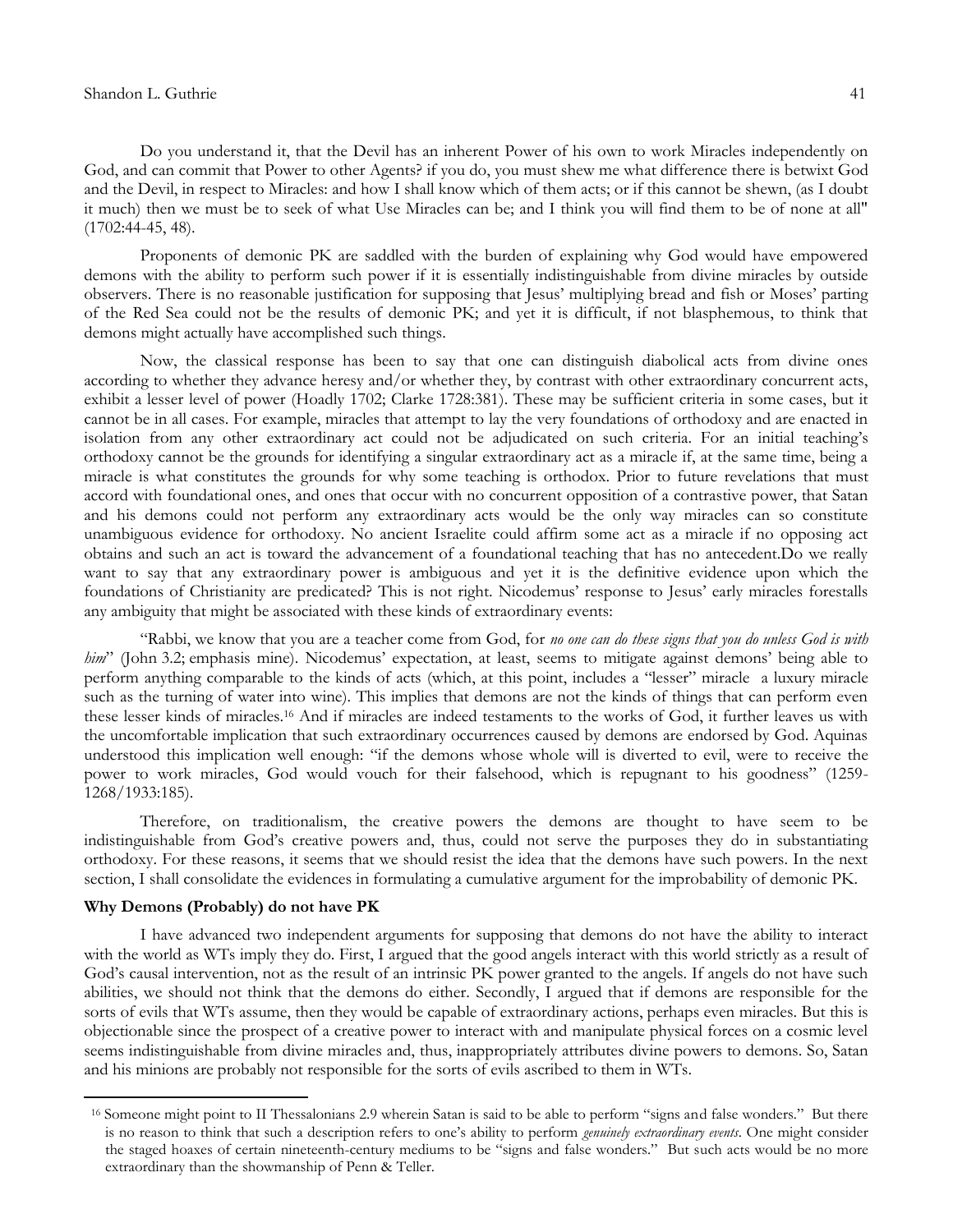Do you understand it, that the Devil has an inherent Power of his own to work Miracles independently on God, and can commit that Power to other Agents? if you do, you must shew me what difference there is betwixt God and the Devil, in respect to Miracles: and how I shall know which of them acts; or if this cannot be shewn, (as I doubt it much) then we must be to seek of what Use Miracles can be; and I think you will find them to be of none at all" (1702:44-45, 48).

Proponents of demonic PK are saddled with the burden of explaining why God would have empowered demons with the ability to perform such power if it is essentially indistinguishable from divine miracles by outside observers. There is no reasonable justification for supposing that Jesus' multiplying bread and fish or Moses' parting of the Red Sea could not be the results of demonic PK; and yet it is difficult, if not blasphemous, to think that demons might actually have accomplished such things.

Now, the classical response has been to say that one can distinguish diabolical acts from divine ones according to whether they advance heresy and/or whether they, by contrast with other extraordinary concurrent acts, exhibit a lesser level of power (Hoadly 1702; Clarke 1728:381). These may be sufficient criteria in some cases, but it cannot be in all cases. For example, miracles that attempt to lay the very foundations of orthodoxy and are enacted in isolation from any other extraordinary act could not be adjudicated on such criteria. For an initial teaching's orthodoxy cannot be the grounds for identifying a singular extraordinary act as a miracle if, at the same time, being a miracle is what constitutes the grounds for why some teaching is orthodox. Prior to future revelations that must accord with foundational ones, and ones that occur with no concurrent opposition of a contrastive power, that Satan and his demons could not perform any extraordinary acts would be the only way miracles can so constitute unambiguous evidence for orthodoxy. No ancient Israelite could affirm some act as a miracle if no opposing act obtains and such an act is toward the advancement of a foundational teaching that has no antecedent.Do we really want to say that any extraordinary power is ambiguous and yet it is the definitive evidence upon which the foundations of Christianity are predicated? This is not right. Nicodemus' response to Jesus' early miracles forestalls any ambiguity that might be associated with these kinds of extraordinary events:

"Rabbi, we know that you are a teacher come from God, for *no one can do these signs that you do unless God is with him*" (John 3.2; emphasis mine). Nicodemus' expectation, at least, seems to mitigate against demons' being able to perform anything comparable to the kinds of acts (which, at this point, includes a "lesser" miracle a luxury miracle such as the turning of water into wine). This implies that demons are not the kinds of things that can perform even these lesser kinds of miracles.[16] And if miracles are indeed testaments to the works of God, it further leaves us with the uncomfortable implication that such extraordinary occurrences caused by demons are endorsed by God. Aquinas understood this implication well enough: "if the demons whose whole will is diverted to evil, were to receive the power to work miracles, God would vouch for their falsehood, which is repugnant to his goodness" (1259-1268/1933:185).

Therefore, on traditionalism, the creative powers the demons are thought to have seem to be indistinguishable from God's creative powers and, thus, could not serve the purposes they do in substantiating orthodoxy. For these reasons, it seems that we should resist the idea that the demons have such powers. In the next section, I shall consolidate the evidences in formulating a cumulative argument for the improbability of demonic PK.

**Why Demons (Probably) do not have PK**

I have advanced two independent arguments for supposing that demons do not have the ability to interact with the world as WTs imply they do. First, I argued that the good angels interact with this world strictly as a result of God's causal intervention, not as the result of an intrinsic PK power granted to the angels. If angels do not have such abilities, we should not think that the demons do either. Secondly, I argued that if demons are responsible for the sorts of evils that WTs assume, then they would be capable of extraordinary actions, perhaps even miracles. But this is objectionable since the prospect of a creative power to interact with and manipulate physical forces on a cosmic level seems indistinguishable from divine miracles and, thus, inappropriately attributes divine powers to demons. So, Satan and his minions are probably not responsible for the sorts of evils ascribed to them in WTs.

---

[16] Someone might point to II Thessalonians 2.9 wherein Satan is said to be able to perform "signs and false wonders." But there is no reason to think that such a description refers to one's ability to perform *genuinely extraordinary events*. One might consider the staged hoaxes of certain nineteenth-century mediums to be "signs and false wonders." But such acts would be no more extraordinary than the showmanship of Penn & Teller.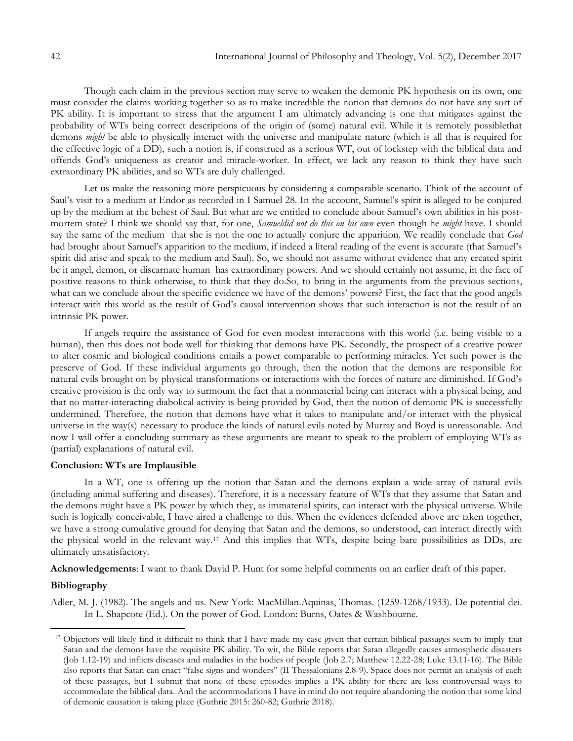Though each claim in the previous section may serve to weaken the demonic PK hypothesis on its own, one must consider the claims working together so as to make incredible the notion that demons do not have any sort of PK ability. It is important to stress that the argument I am ultimately advancing is one that mitigates against the probability of WTs being correct descriptions of the origin of (some) natural evil. While it is remotely possiblethat demons *might* be able to physically interact with the universe and manipulate nature (which is all that is required for the effective logic of a DD), such a notion is, if construed as a serious WT, out of lockstep with the biblical data and offends God's uniqueness as creator and miracle-worker. In effect, we lack any reason to think they have such extraordinary PK abilities, and so WTs are duly challenged.

Let us make the reasoning more perspicuous by considering a comparable scenario. Think of the account of Saul's visit to a medium at Endor as recorded in I Samuel 28. In the account, Samuel's spirit is alleged to be conjured up by the medium at the behest of Saul. But what are we entitled to conclude about Samuel's own abilities in his post-mortem state? I think we should say that, for one, *Samueldid not do this on his own* even though he *might* have. I should say the same of the medium that she is not the one to actually conjure the apparition. We readily conclude that *God* had brought about Samuel's apparition to the medium, if indeed a literal reading of the event is accurate (that Samuel's spirit did arise and speak to the medium and Saul). So, we should not assume without evidence that any created spirit be it angel, demon, or discarnate human has extraordinary powers. And we should certainly not assume, in the face of positive reasons to think otherwise, to think that they do.So, to bring in the arguments from the previous sections, what can we conclude about the specific evidence we have of the demons' powers? First, the fact that the good angels interact with this world as the result of God's causal intervention shows that such interaction is not the result of an intrinsic PK power.

If angels require the assistance of God for even modest interactions with this world (i.e. being visible to a human), then this does not bode well for thinking that demons have PK. Secondly, the prospect of a creative power to alter cosmic and biological conditions entails a power comparable to performing miracles. Yet such power is the preserve of God. If these individual arguments go through, then the notion that the demons are responsible for natural evils brought on by physical transformations or interactions with the forces of nature are diminished. If God's creative provision is the only way to surmount the fact that a nonmaterial being can interact with a physical being, and that no matter-interacting diabolical activity is being provided by God, then the notion of demonic PK is successfully undermined. Therefore, the notion that demons have what it takes to manipulate and/or interact with the physical universe in the way(s) necessary to produce the kinds of natural evils noted by Murray and Boyd is unreasonable. And now I will offer a concluding summary as these arguments are meant to speak to the problem of employing WTs as (partial) explanations of natural evil.

### Conclusion: WTs are Implausible

In a WT, one is offering up the notion that Satan and the demons explain a wide array of natural evils (including animal suffering and diseases). Therefore, it is a necessary feature of WTs that they assume that Satan and the demons might have a PK power by which they, as immaterial spirits, can interact with the physical universe. While such is logically conceivable, I have aired a challenge to this. When the evidences defended above are taken together, we have a strong cumulative ground for denying that Satan and the demons, so understood, can interact directly with the physical world in the relevant way.[17] And this implies that WTs, despite being bare possibilities as DDs, are ultimately unsatisfactory.

**Acknowledgements**: I want to thank David P. Hunt for some helpful comments on an earlier draft of this paper.

### Bibliography

Adler, M. J. (1982). The angels and us. New York: MacMillan.Aquinas, Thomas. (1259-1268/1933). De potential dei. In L. Shapcote (Ed.). On the power of God. London: Burns, Oates & Washbourne.

[17] Objectors will likely find it difficult to think that I have made my case given that certain biblical passages seem to imply that Satan and the demons have the requisite PK ability. To wit, the Bible reports that Satan allegedly causes atmospheric disasters (Job 1.12-19) and inflicts diseases and maladies in the bodies of people (Job 2.7; Matthew 12.22-28; Luke 13.11-16). The Bible also reports that Satan can enact "false signs and wonders" (II Thessalonians 2.8-9). Space does not permit an analysis of each of these passages, but I submit that none of these episodes implies a PK ability for there are less controversial ways to accommodate the biblical data. And the accommodations I have in mind do not require abandoning the notion that some kind of demonic causation is taking place (Guthrie 2015: 260-82; Guthrie 2018).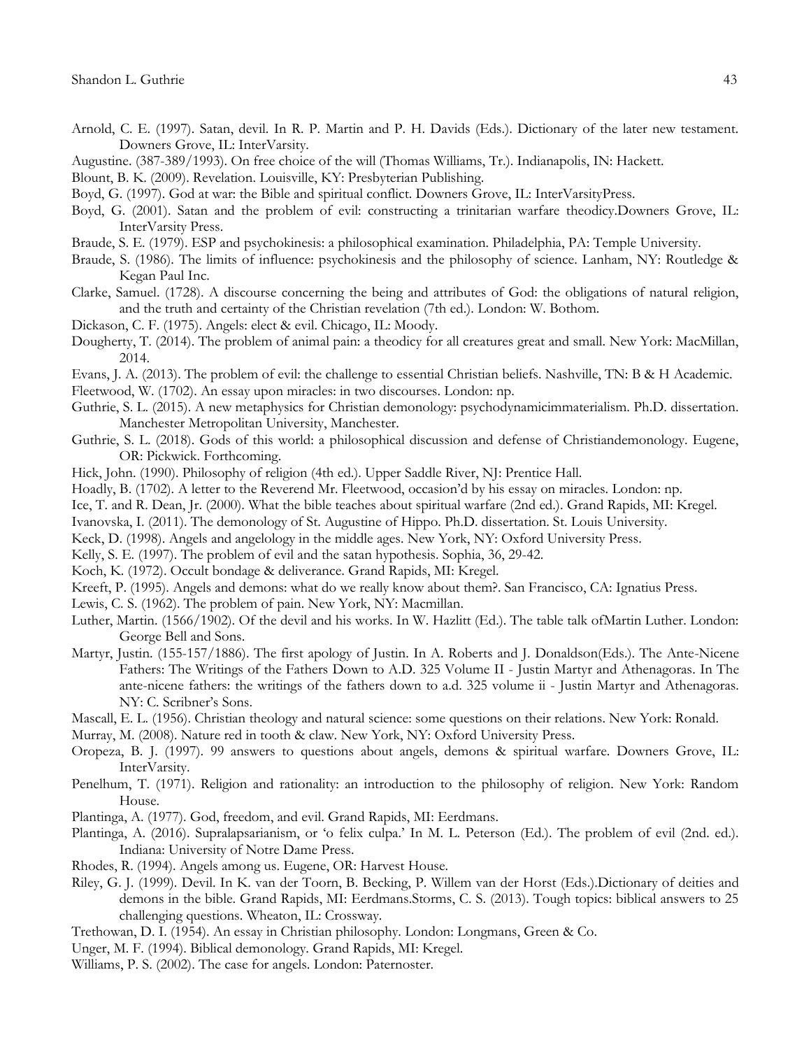Arnold, C. E. (1997). Satan, devil. In R. P. Martin and P. H. Davids (Eds.). Dictionary of the later new testament. Downers Grove, IL: InterVarsity.

Augustine. (387-389/1993). On free choice of the will (Thomas Williams, Tr.). Indianapolis, IN: Hackett.

Blount, B. K. (2009). Revelation. Louisville, KY: Presbyterian Publishing.

Boyd, G. (1997). God at war: the Bible and spiritual conflict. Downers Grove, IL: InterVarsityPress.

Boyd, G. (2001). Satan and the problem of evil: constructing a trinitarian warfare theodicy.Downers Grove, IL: InterVarsity Press.

Braude, S. E. (1979). ESP and psychokinesis: a philosophical examination. Philadelphia, PA: Temple University.

Braude, S. (1986). The limits of influence: psychokinesis and the philosophy of science. Lanham, NY: Routledge & Kegan Paul Inc.

Clarke, Samuel. (1728). A discourse concerning the being and attributes of God: the obligations of natural religion, and the truth and certainty of the Christian revelation (7th ed.). London: W. Bothom.

Dickason, C. F. (1975). Angels: elect & evil. Chicago, IL: Moody.

Dougherty, T. (2014). The problem of animal pain: a theodicy for all creatures great and small. New York: MacMillan, 2014.

Evans, J. A. (2013). The problem of evil: the challenge to essential Christian beliefs. Nashville, TN: B & H Academic.

Fleetwood, W. (1702). An essay upon miracles: in two discourses. London: np.

Guthrie, S. L. (2015). A new metaphysics for Christian demonology: psychodynamicimmaterialism. Ph.D. dissertation. Manchester Metropolitan University, Manchester.

Guthrie, S. L. (2018). Gods of this world: a philosophical discussion and defense of Christiandemonology. Eugene, OR: Pickwick. Forthcoming.

Hick, John. (1990). Philosophy of religion (4th ed.). Upper Saddle River, NJ: Prentice Hall.

Hoadly, B. (1702). A letter to the Reverend Mr. Fleetwood, occasion'd by his essay on miracles. London: np.

Ice, T. and R. Dean, Jr. (2000). What the bible teaches about spiritual warfare (2nd ed.). Grand Rapids, MI: Kregel.

Ivanovska, I. (2011). The demonology of St. Augustine of Hippo. Ph.D. dissertation. St. Louis University.

Keck, D. (1998). Angels and angelology in the middle ages. New York, NY: Oxford University Press.

Kelly, S. E. (1997). The problem of evil and the satan hypothesis. Sophia, 36, 29-42.

Koch, K. (1972). Occult bondage & deliverance. Grand Rapids, MI: Kregel.

Kreeft, P. (1995). Angels and demons: what do we really know about them?. San Francisco, CA: Ignatius Press.

Lewis, C. S. (1962). The problem of pain. New York, NY: Macmillan.

Luther, Martin. (1566/1902). Of the devil and his works. In W. Hazlitt (Ed.). The table talk ofMartin Luther. London: George Bell and Sons.

Martyr, Justin. (155-157/1886). The first apology of Justin. In A. Roberts and J. Donaldson(Eds.). The Ante-Nicene Fathers: The Writings of the Fathers Down to A.D. 325 Volume II - Justin Martyr and Athenagoras. In The ante-nicene fathers: the writings of the fathers down to a.d. 325 volume ii - Justin Martyr and Athenagoras. NY: C. Scribner's Sons.

Mascall, E. L. (1956). Christian theology and natural science: some questions on their relations. New York: Ronald.

Murray, M. (2008). Nature red in tooth & claw. New York, NY: Oxford University Press.

Oropeza, B. J. (1997). 99 answers to questions about angels, demons & spiritual warfare. Downers Grove, IL: InterVarsity.

Penelhum, T. (1971). Religion and rationality: an introduction to the philosophy of religion. New York: Random House.

Plantinga, A. (1977). God, freedom, and evil. Grand Rapids, MI: Eerdmans.

Plantinga, A. (2016). Supralapsarianism, or 'o felix culpa.' In M. L. Peterson (Ed.). The problem of evil (2nd. ed.). Indiana: University of Notre Dame Press.

Rhodes, R. (1994). Angels among us. Eugene, OR: Harvest House.

Riley, G. J. (1999). Devil. In K. van der Toorn, B. Becking, P. Willem van der Horst (Eds.).Dictionary of deities and demons in the bible. Grand Rapids, MI: Eerdmans.Storms, C. S. (2013). Tough topics: biblical answers to 25 challenging questions. Wheaton, IL: Crossway.

Trethowan, D. I. (1954). An essay in Christian philosophy. London: Longmans, Green & Co.

Unger, M. F. (1994). Biblical demonology. Grand Rapids, MI: Kregel.

Williams, P. S. (2002). The case for angels. London: Paternoster.